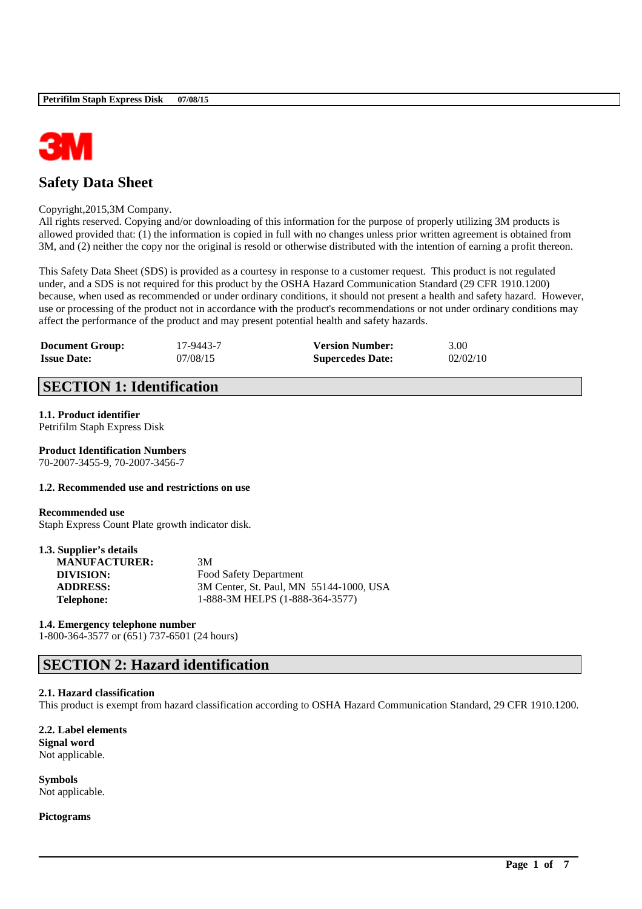# Safety Data Sheet

Copyright,2015,3M Company.
All rights reserved. Copying and/or downloading of this information for the purpose of properly utilizing 3M products is allowed provided that: (1) the information is copied in full with no changes unless prior written agreement is obtained from 3M, and (2) neither the copy nor the original is resold or otherwise distributed with the intention of earning a profit thereon.

This Safety Data Sheet (SDS) is provided as a courtesy in response to a customer request. This product is not regulated under, and a SDS is not required for this product by the OSHA Hazard Communication Standard (29 CFR 1910.1200) because, when used as recommended or under ordinary conditions, it should not present a health and safety hazard. However, use or processing of the product not in accordance with the product's recommendations or not under ordinary conditions may affect the performance of the product and may present potential health and safety hazards.

| | | | |
|---|---|---|---|
| **Document Group:** | 17-9443-7 | **Version Number:** | 3.00 |
| **Issue Date:** | 07/08/15 | **Supercedes Date:** | 02/02/10 |

## SECTION 1: Identification

**1.1. Product identifier**
Petrifilm Staph Express Disk

**Product Identification Numbers**
70-2007-3455-9, 70-2007-3456-7

**1.2. Recommended use and restrictions on use**

**Recommended use**
Staph Express Count Plate growth indicator disk.

**1.3. Supplier's details**

| | |
|---|---|
| **MANUFACTURER:** | 3M |
| **DIVISION:** | Food Safety Department |
| **ADDRESS:** | 3M Center, St. Paul, MN 55144-1000, USA |
| **Telephone:** | 1-888-3M HELPS (1-888-364-3577) |

**1.4. Emergency telephone number**
1-800-364-3577 or (651) 737-6501 (24 hours)

## SECTION 2: Hazard identification

**2.1. Hazard classification**
This product is exempt from hazard classification according to OSHA Hazard Communication Standard, 29 CFR 1910.1200.

**2.2. Label elements**
**Signal word**
Not applicable.

**Symbols**
Not applicable.

**Pictograms**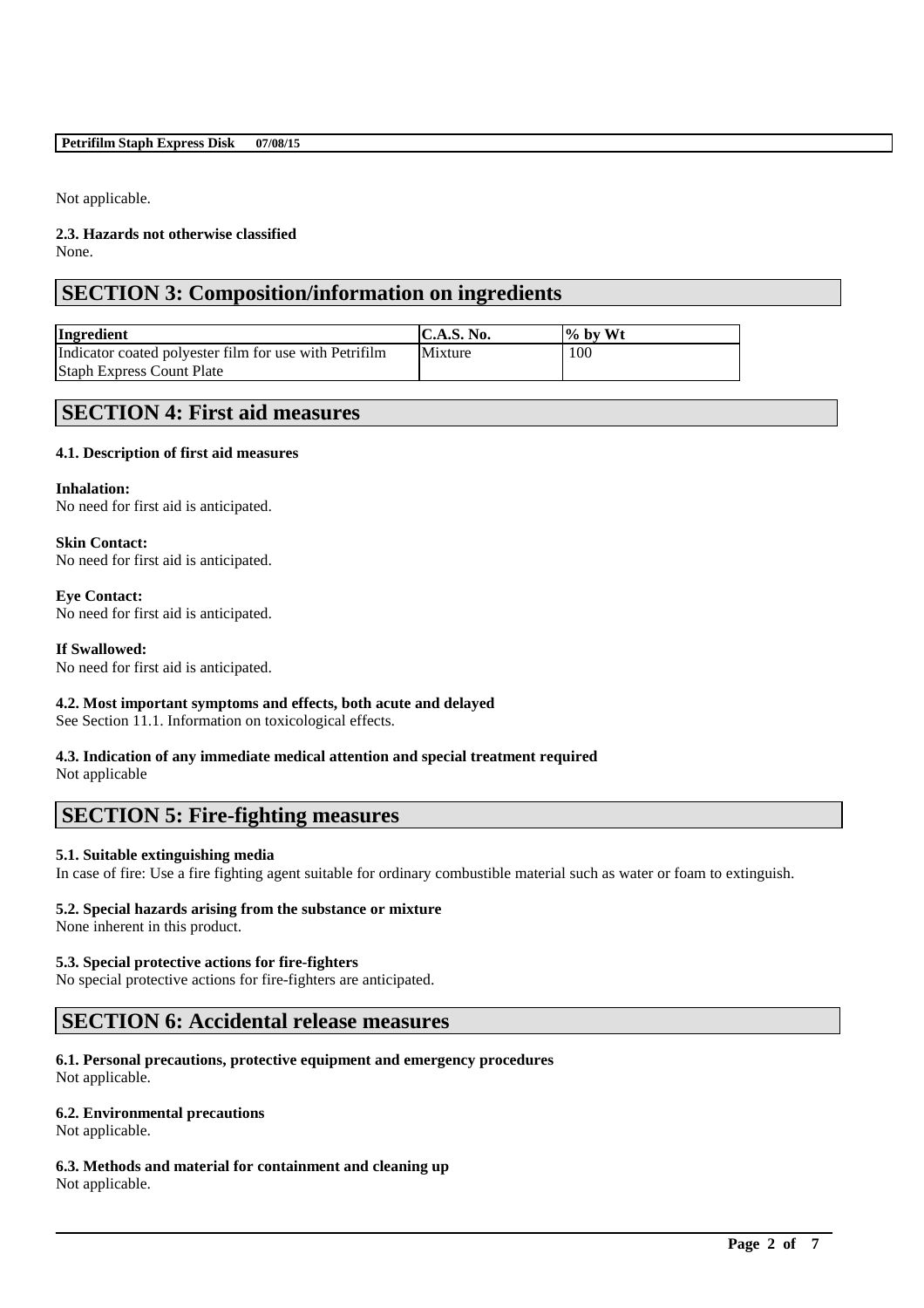Not applicable.

**2.3. Hazards not otherwise classified**

None.

## SECTION 3: Composition/information on ingredients

| Ingredient | C.A.S. No. | % by Wt |
|---|---|---|
| Indicator coated polyester film for use with Petrifilm Staph Express Count Plate | Mixture | 100 |

## SECTION 4: First aid measures

**4.1. Description of first aid measures**

**Inhalation:**

No need for first aid is anticipated.

**Skin Contact:**

No need for first aid is anticipated.

**Eye Contact:**

No need for first aid is anticipated.

**If Swallowed:**

No need for first aid is anticipated.

**4.2. Most important symptoms and effects, both acute and delayed**

See Section 11.1. Information on toxicological effects.

**4.3. Indication of any immediate medical attention and special treatment required**

Not applicable

## SECTION 5: Fire-fighting measures

**5.1. Suitable extinguishing media**

In case of fire: Use a fire fighting agent suitable for ordinary combustible material such as water or foam to extinguish.

**5.2. Special hazards arising from the substance or mixture**

None inherent in this product.

**5.3. Special protective actions for fire-fighters**

No special protective actions for fire-fighters are anticipated.

## SECTION 6: Accidental release measures

**6.1. Personal precautions, protective equipment and emergency procedures**

Not applicable.

**6.2. Environmental precautions**

Not applicable.

**6.3. Methods and material for containment and cleaning up**

Not applicable.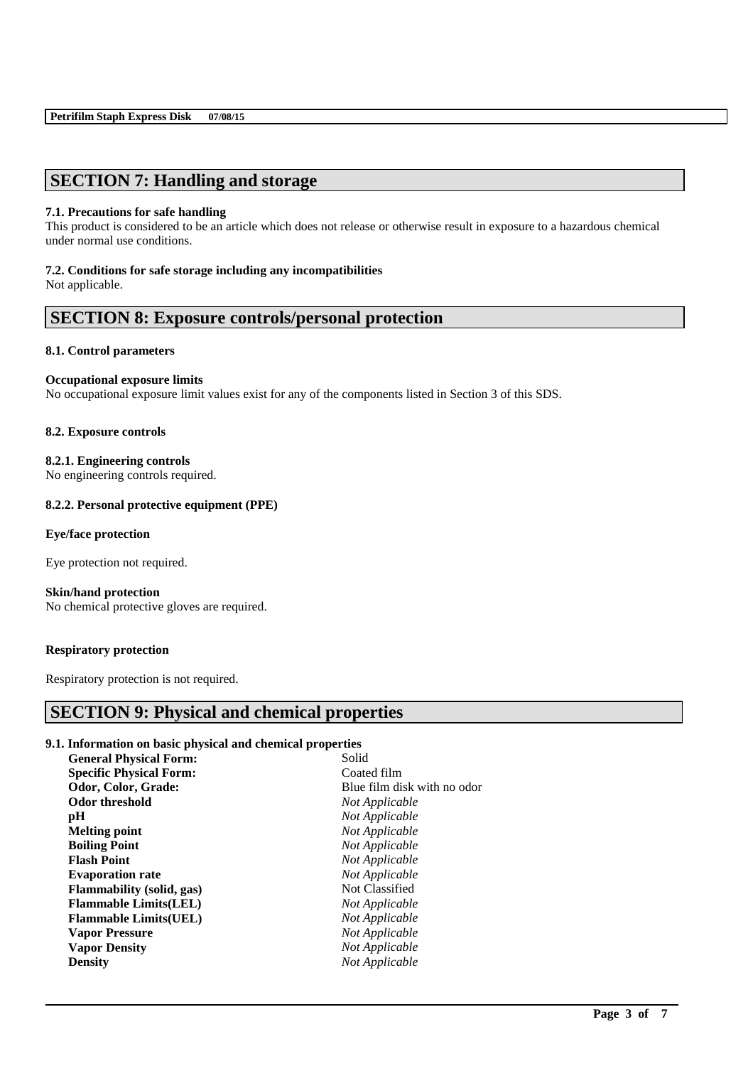## SECTION 7: Handling and storage

**7.1. Precautions for safe handling**

This product is considered to be an article which does not release or otherwise result in exposure to a hazardous chemical under normal use conditions.

**7.2. Conditions for safe storage including any incompatibilities**

Not applicable.

## SECTION 8: Exposure controls/personal protection

**8.1. Control parameters**

**Occupational exposure limits**

No occupational exposure limit values exist for any of the components listed in Section 3 of this SDS.

**8.2. Exposure controls**

**8.2.1. Engineering controls**

No engineering controls required.

**8.2.2. Personal protective equipment (PPE)**

**Eye/face protection**

Eye protection not required.

**Skin/hand protection**

No chemical protective gloves are required.

**Respiratory protection**

Respiratory protection is not required.

## SECTION 9: Physical and chemical properties

**9.1. Information on basic physical and chemical properties**

| | |
|---|---|
| **General Physical Form:** | Solid |
| **Specific Physical Form:** | Coated film |
| **Odor, Color, Grade:** | Blue film disk with no odor |
| **Odor threshold** | *Not Applicable* |
| **pH** | *Not Applicable* |
| **Melting point** | *Not Applicable* |
| **Boiling Point** | *Not Applicable* |
| **Flash Point** | *Not Applicable* |
| **Evaporation rate** | *Not Applicable* |
| **Flammability (solid, gas)** | Not Classified |
| **Flammable Limits(LEL)** | *Not Applicable* |
| **Flammable Limits(UEL)** | *Not Applicable* |
| **Vapor Pressure** | *Not Applicable* |
| **Vapor Density** | *Not Applicable* |
| **Density** | *Not Applicable* |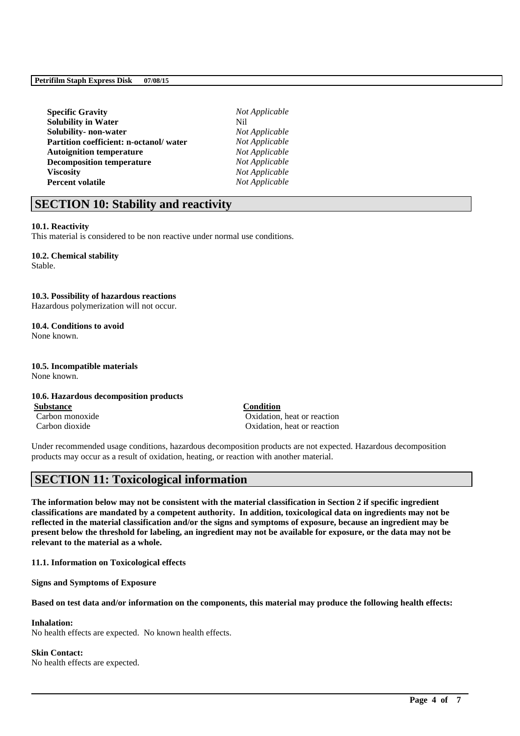| | |
|---|---|
| **Specific Gravity** | *Not Applicable* |
| **Solubility in Water** | Nil |
| **Solubility- non-water** | *Not Applicable* |
| **Partition coefficient: n-octanol/ water** | *Not Applicable* |
| **Autoignition temperature** | *Not Applicable* |
| **Decomposition temperature** | *Not Applicable* |
| **Viscosity** | *Not Applicable* |
| **Percent volatile** | *Not Applicable* |

## SECTION 10: Stability and reactivity

**10.1. Reactivity**
This material is considered to be non reactive under normal use conditions.

**10.2. Chemical stability**
Stable.

**10.3. Possibility of hazardous reactions**
Hazardous polymerization will not occur.

**10.4. Conditions to avoid**
None known.

**10.5. Incompatible materials**
None known.

**10.6. Hazardous decomposition products**

| Substance | Condition |
|---|---|
| Carbon monoxide | Oxidation, heat or reaction |
| Carbon dioxide | Oxidation, heat or reaction |

Under recommended usage conditions, hazardous decomposition products are not expected. Hazardous decomposition products may occur as a result of oxidation, heating, or reaction with another material.

## SECTION 11: Toxicological information

**The information below may not be consistent with the material classification in Section 2 if specific ingredient classifications are mandated by a competent authority. In addition, toxicological data on ingredients may not be reflected in the material classification and/or the signs and symptoms of exposure, because an ingredient may be present below the threshold for labeling, an ingredient may not be available for exposure, or the data may not be relevant to the material as a whole.**

**11.1. Information on Toxicological effects**

**Signs and Symptoms of Exposure**

**Based on test data and/or information on the components, this material may produce the following health effects:**

**Inhalation:**
No health effects are expected. No known health effects.

**Skin Contact:**
No health effects are expected.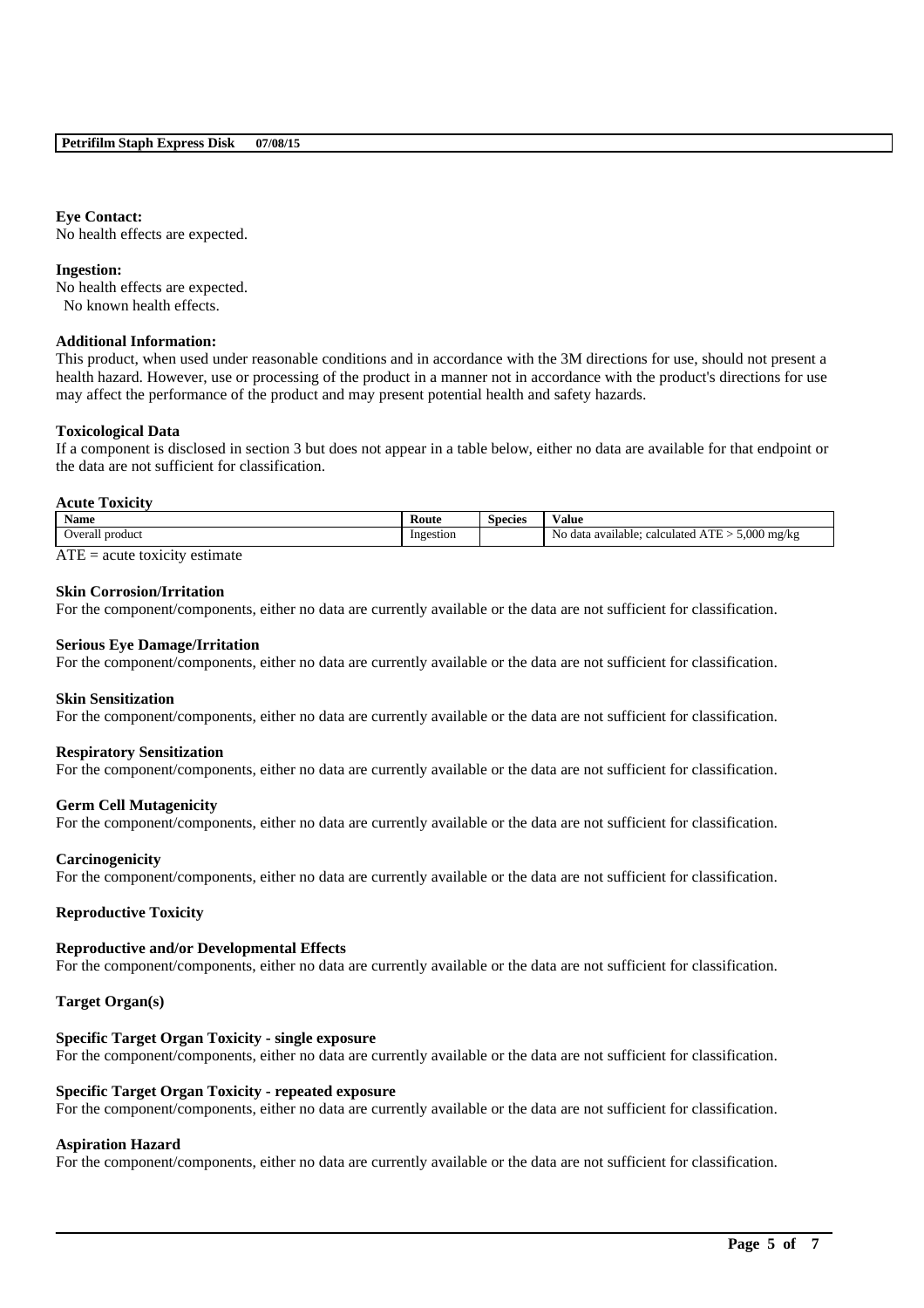**Eye Contact:**
No health effects are expected.

**Ingestion:**
No health effects are expected.
No known health effects.

**Additional Information:**
This product, when used under reasonable conditions and in accordance with the 3M directions for use, should not present a health hazard. However, use or processing of the product in a manner not in accordance with the product's directions for use may affect the performance of the product and may present potential health and safety hazards.

**Toxicological Data**
If a component is disclosed in section 3 but does not appear in a table below, either no data are available for that endpoint or the data are not sufficient for classification.

**Acute Toxicity**

| Name | Route | Species | Value |
|---|---|---|---|
| Overall product | Ingestion | | No data available; calculated ATE > 5,000 mg/kg |

ATE = acute toxicity estimate

**Skin Corrosion/Irritation**
For the component/components, either no data are currently available or the data are not sufficient for classification.

**Serious Eye Damage/Irritation**
For the component/components, either no data are currently available or the data are not sufficient for classification.

**Skin Sensitization**
For the component/components, either no data are currently available or the data are not sufficient for classification.

**Respiratory Sensitization**
For the component/components, either no data are currently available or the data are not sufficient for classification.

**Germ Cell Mutagenicity**
For the component/components, either no data are currently available or the data are not sufficient for classification.

**Carcinogenicity**
For the component/components, either no data are currently available or the data are not sufficient for classification.

**Reproductive Toxicity**

**Reproductive and/or Developmental Effects**
For the component/components, either no data are currently available or the data are not sufficient for classification.

**Target Organ(s)**

**Specific Target Organ Toxicity - single exposure**
For the component/components, either no data are currently available or the data are not sufficient for classification.

**Specific Target Organ Toxicity - repeated exposure**
For the component/components, either no data are currently available or the data are not sufficient for classification.

**Aspiration Hazard**
For the component/components, either no data are currently available or the data are not sufficient for classification.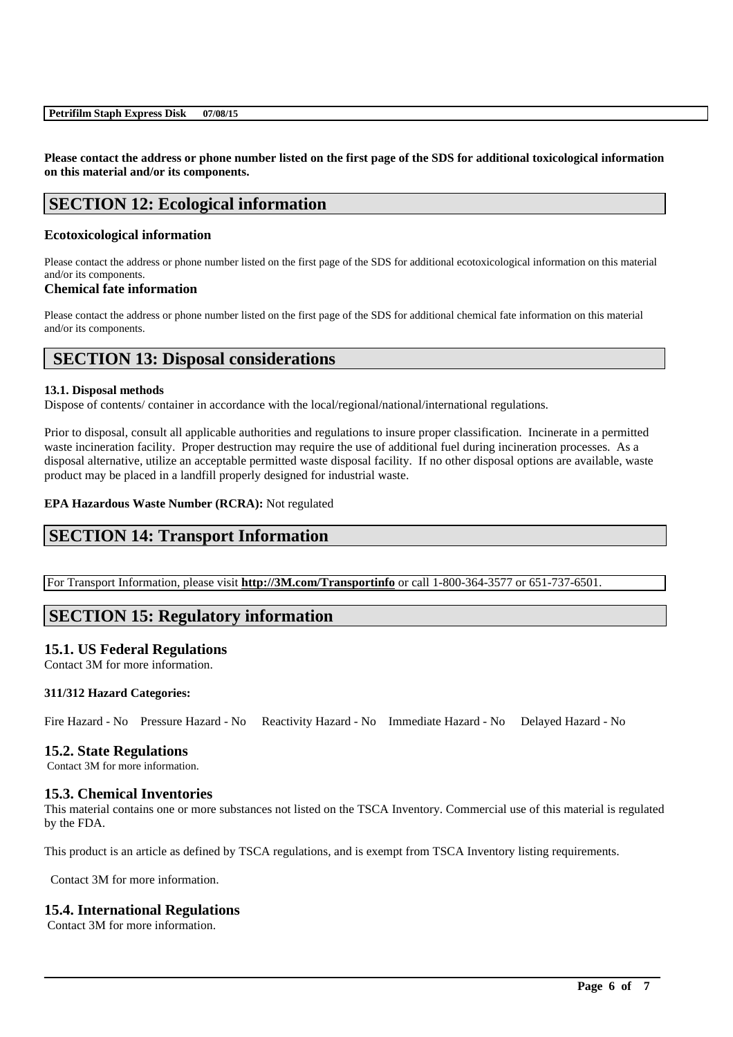**Please contact the address or phone number listed on the first page of the SDS for additional toxicological information on this material and/or its components.**

## SECTION 12: Ecological information

### Ecotoxicological information

Please contact the address or phone number listed on the first page of the SDS for additional ecotoxicological information on this material and/or its components.

### Chemical fate information

Please contact the address or phone number listed on the first page of the SDS for additional chemical fate information on this material and/or its components.

## SECTION 13: Disposal considerations

**13.1. Disposal methods**

Dispose of contents/ container in accordance with the local/regional/national/international regulations.

Prior to disposal, consult all applicable authorities and regulations to insure proper classification. Incinerate in a permitted waste incineration facility. Proper destruction may require the use of additional fuel during incineration processes. As a disposal alternative, utilize an acceptable permitted waste disposal facility. If no other disposal options are available, waste product may be placed in a landfill properly designed for industrial waste.

**EPA Hazardous Waste Number (RCRA):** Not regulated

## SECTION 14: Transport Information

For Transport Information, please visit **http://3M.com/Transportinfo** or call 1-800-364-3577 or 651-737-6501.

## SECTION 15: Regulatory information

### 15.1. US Federal Regulations

Contact 3M for more information.

**311/312 Hazard Categories:**

Fire Hazard - No Pressure Hazard - No Reactivity Hazard - No Immediate Hazard - No Delayed Hazard - No

### 15.2. State Regulations

Contact 3M for more information.

### 15.3. Chemical Inventories

This material contains one or more substances not listed on the TSCA Inventory. Commercial use of this material is regulated by the FDA.

This product is an article as defined by TSCA regulations, and is exempt from TSCA Inventory listing requirements.

Contact 3M for more information.

### 15.4. International Regulations

Contact 3M for more information.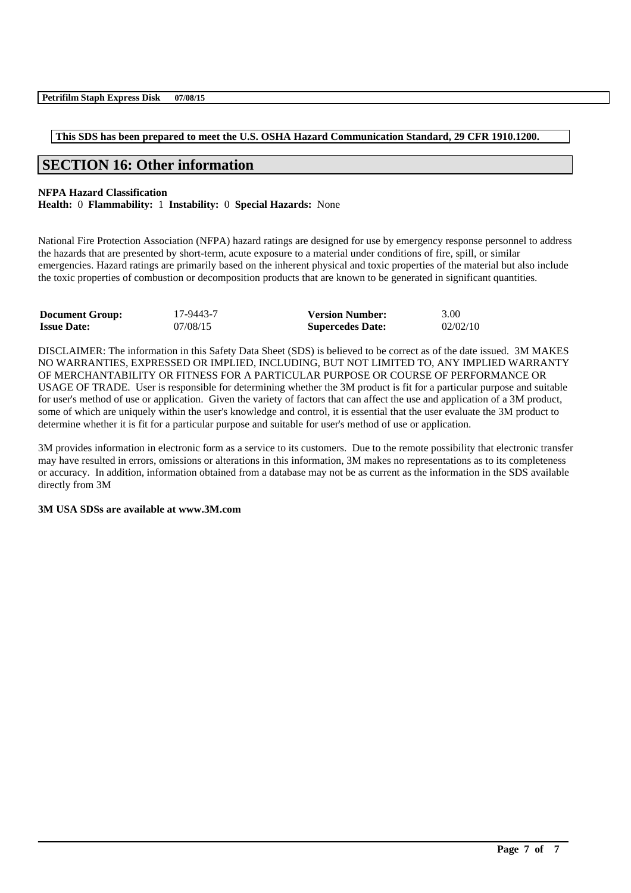**This SDS has been prepared to meet the U.S. OSHA Hazard Communication Standard, 29 CFR 1910.1200.**

## SECTION 16: Other information

**NFPA Hazard Classification**
**Health:** 0 **Flammability:** 1 **Instability:** 0 **Special Hazards:** None

National Fire Protection Association (NFPA) hazard ratings are designed for use by emergency response personnel to address the hazards that are presented by short-term, acute exposure to a material under conditions of fire, spill, or similar emergencies. Hazard ratings are primarily based on the inherent physical and toxic properties of the material but also include the toxic properties of combustion or decomposition products that are known to be generated in significant quantities.

| | | | |
|---|---|---|---|
| **Document Group:** | 17-9443-7 | **Version Number:** | 3.00 |
| **Issue Date:** | 07/08/15 | **Supercedes Date:** | 02/02/10 |

DISCLAIMER: The information in this Safety Data Sheet (SDS) is believed to be correct as of the date issued. 3M MAKES NO WARRANTIES, EXPRESSED OR IMPLIED, INCLUDING, BUT NOT LIMITED TO, ANY IMPLIED WARRANTY OF MERCHANTABILITY OR FITNESS FOR A PARTICULAR PURPOSE OR COURSE OF PERFORMANCE OR USAGE OF TRADE. User is responsible for determining whether the 3M product is fit for a particular purpose and suitable for user's method of use or application. Given the variety of factors that can affect the use and application of a 3M product, some of which are uniquely within the user's knowledge and control, it is essential that the user evaluate the 3M product to determine whether it is fit for a particular purpose and suitable for user's method of use or application.

3M provides information in electronic form as a service to its customers. Due to the remote possibility that electronic transfer may have resulted in errors, omissions or alterations in this information, 3M makes no representations as to its completeness or accuracy. In addition, information obtained from a database may not be as current as the information in the SDS available directly from 3M

**3M USA SDSs are available at www.3M.com**